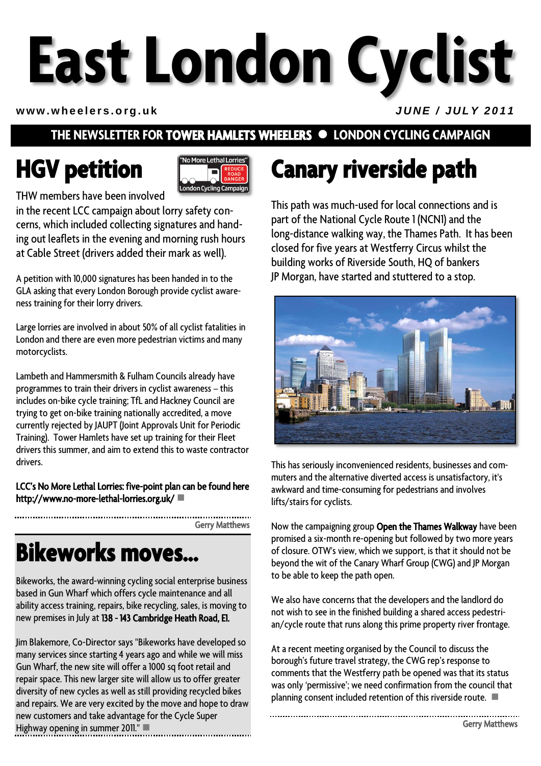# East London Cyclist

**www.wheelers.org.uk**

***JUNE / JULY 2011***

**THE NEWSLETTER FOR TOWER HAMLETS WHEELERS ● LONDON CYCLING CAMPAIGN**

## HGV petition

THW members have been involved in the recent LCC campaign about lorry safety concerns, which included collecting signatures and handing out leaflets in the evening and morning rush hours at Cable Street (drivers added their mark as well).

A petition with 10,000 signatures has been handed in to the GLA asking that every London Borough provide cyclist awareness training for their lorry drivers.

Large lorries are involved in about 50% of all cyclist fatalities in London and there are even more pedestrian victims and many motorcyclists.

Lambeth and Hammersmith & Fulham Councils already have programmes to train their drivers in cyclist awareness – this includes on-bike cycle training; TfL and Hackney Council are trying to get on-bike training nationally accredited, a move currently rejected by JAUPT (Joint Approvals Unit for Periodic Training). Tower Hamlets have set up training for their Fleet drivers this summer, and aim to extend this to waste contractor drivers.

**LCC's No More Lethal Lorries: five-point plan can be found here http://www.no-more-lethal-lorries.org.uk/** ■

Gerry Matthews

## Bikeworks moves...

Bikeworks, the award-winning cycling social enterprise business based in Gun Wharf which offers cycle maintenance and all ability access training, repairs, bike recycling, sales, is moving to new premises in July at **138 - 143 Cambridge Heath Road, E1.**

Jim Blakemore, Co-Director says "Bikeworks have developed so many services since starting 4 years ago and while we will miss Gun Wharf, the new site will offer a 1000 sq foot retail and repair space. This new larger site will allow us to offer greater diversity of new cycles as well as still providing recycled bikes and repairs. We are very excited by the move and hope to draw new customers and take advantage for the Cycle Super Highway opening in summer 2011." ■

## Canary riverside path

This path was much-used for local connections and is part of the National Cycle Route 1 (NCN1) and the long-distance walking way, the Thames Path. It has been closed for five years at Westferry Circus whilst the building works of Riverside South, HQ of bankers JP Morgan, have started and stuttered to a stop.

This has seriously inconvenienced residents, businesses and commuters and the alternative diverted access is unsatisfactory, it's awkward and time-consuming for pedestrians and involves lifts/stairs for cyclists.

Now the campaigning group **Open the Thames Walkway** have been promised a six-month re-opening but followed by two more years of closure. OTW's view, which we support, is that it should not be beyond the wit of the Canary Wharf Group (CWG) and JP Morgan to be able to keep the path open.

We also have concerns that the developers and the landlord do not wish to see in the finished building a shared access pedestrian/cycle route that runs along this prime property river frontage.

At a recent meeting organised by the Council to discuss the borough's future travel strategy, the CWG rep's response to comments that the Westferry path be opened was that its status was only 'permissive'; we need confirmation from the council that planning consent included retention of this riverside route. ■

Gerry Matthews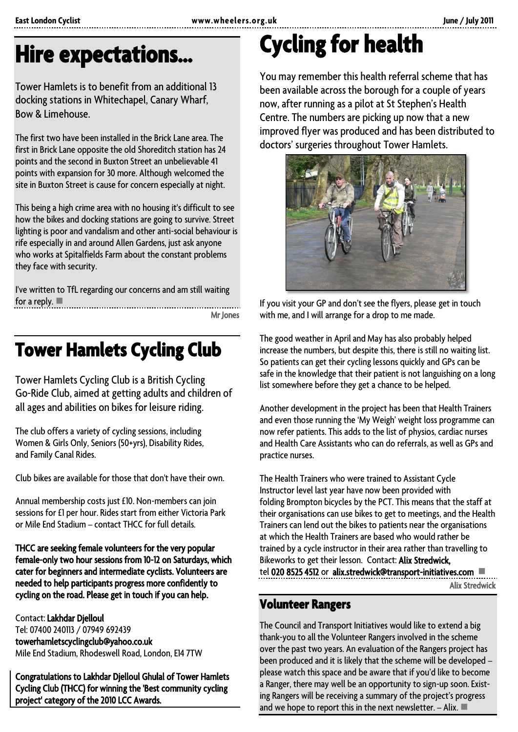# Hire expectations...

Tower Hamlets is to benefit from an additional 13 docking stations in Whitechapel, Canary Wharf, Bow & Limehouse.

The first two have been installed in the Brick Lane area. The first in Brick Lane opposite the old Shoreditch station has 24 points and the second in Buxton Street an unbelievable 41 points with expansion for 30 more. Although welcomed the site in Buxton Street is cause for concern especially at night.

This being a high crime area with no housing it's difficult to see how the bikes and docking stations are going to survive. Street lighting is poor and vandalism and other anti-social behaviour is rife especially in and around Allen Gardens, just ask anyone who works at Spitalfields Farm about the constant problems they face with security.

I've written to TfL regarding our concerns and am still waiting for a reply. ■

Mr Jones

# Tower Hamlets Cycling Club

Tower Hamlets Cycling Club is a British Cycling Go-Ride Club, aimed at getting adults and children of all ages and abilities on bikes for leisure riding.

The club offers a variety of cycling sessions, including Women & Girls Only, Seniors (50+yrs), Disability Rides, and Family Canal Rides.

Club bikes are available for those that don't have their own.

Annual membership costs just £10. Non-members can join sessions for £1 per hour. Rides start from either Victoria Park or Mile End Stadium – contact THCC for full details.

**THCC are seeking female volunteers for the very popular female-only two hour sessions from 10-12 on Saturdays, which cater for beginners and intermediate cyclists. Volunteers are needed to help participants progress more confidently to cycling on the road. Please get in touch if you can help.**

Contact: **Lakhdar Djelloul**
Tel: 07400 240113 / 07949 692439
**towerhamletscyclingclub@yahoo.co.uk**
Mile End Stadium, Rhodeswell Road, London, E14 7TW

**Congratulations to Lakhdar Djelloul Ghulal of Tower Hamlets Cycling Club (THCC) for winning the 'Best community cycling project' category of the 2010 LCC Awards.**

# Cycling for health

You may remember this health referral scheme that has been available across the borough for a couple of years now, after running as a pilot at St Stephen's Health Centre. The numbers are picking up now that a new improved flyer was produced and has been distributed to doctors' surgeries throughout Tower Hamlets.

If you visit your GP and don't see the flyers, please get in touch with me, and I will arrange for a drop to me made.

The good weather in April and May has also probably helped increase the numbers, but despite this, there is still no waiting list. So patients can get their cycling lessons quickly and GPs can be safe in the knowledge that their patient is not languishing on a long list somewhere before they get a chance to be helped.

Another development in the project has been that Health Trainers and even those running the 'My Weigh' weight loss programme can now refer patients. This adds to the list of physios, cardiac nurses and Health Care Assistants who can do referrals, as well as GPs and practice nurses.

The Health Trainers who were trained to Assistant Cycle Instructor level last year have now been provided with folding Brompton bicycles by the PCT. This means that the staff at their organisations can use bikes to get to meetings, and the Health Trainers can lend out the bikes to patients near the organisations at which the Health Trainers are based who would rather be trained by a cycle instructor in their area rather than travelling to Bikeworks to get their lesson. Contact: **Alix Stredwick,** tel **020 8525 4512** or **alix.stredwick@transport-initiatives.com** ■

Alix Stredwick

## Volunteer Rangers

The Council and Transport Initiatives would like to extend a big thank-you to all the Volunteer Rangers involved in the scheme over the past two years. An evaluation of the Rangers project has been produced and it is likely that the scheme will be developed – please watch this space and be aware that if you'd like to become a Ranger, there may well be an opportunity to sign-up soon. Existing Rangers will be receiving a summary of the project's progress and we hope to report this in the next newsletter. – Alix. ■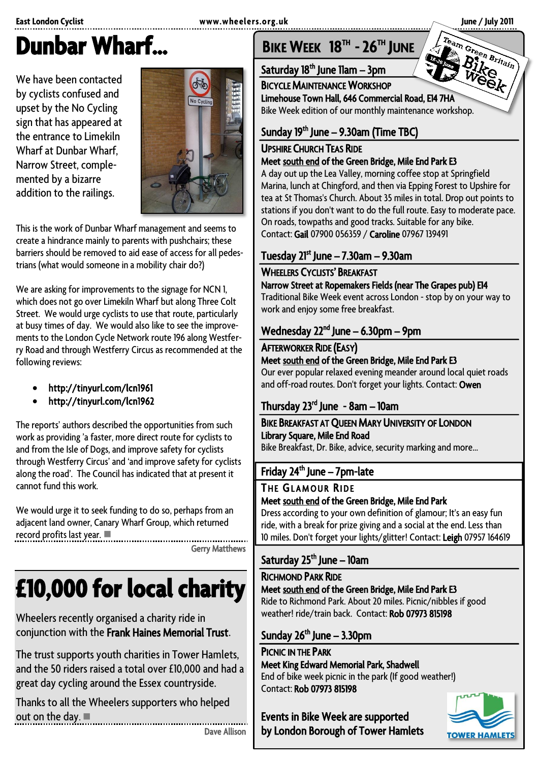# Dunbar Wharf...

We have been contacted by cyclists confused and upset by the No Cycling sign that has appeared at the entrance to Limekiln Wharf at Dunbar Wharf, Narrow Street, complemented by a bizarre addition to the railings.

This is the work of Dunbar Wharf management and seems to create a hindrance mainly to parents with pushchairs; these barriers should be removed to aid ease of access for all pedestrians (what would someone in a mobility chair do?)

We are asking for improvements to the signage for NCN 1, which does not go over Limekiln Wharf but along Three Colt Street. We would urge cyclists to use that route, particularly at busy times of day. We would also like to see the improvements to the London Cycle Network route 196 along Westferry Road and through Westferry Circus as recommended at the following reviews:

- **http://tinyurl.com/lcn1961**
- **http://tinyurl.com/lcn1962**

The reports' authors described the opportunities from such work as providing 'a faster, more direct route for cyclists to and from the Isle of Dogs, and improve safety for cyclists through Westferry Circus' and 'and improve safety for cyclists along the road'. The Council has indicated that at present it cannot fund this work.

We would urge it to seek funding to do so, perhaps from an adjacent land owner, Canary Wharf Group, which returned record profits last year. ■

Gerry Matthews

# £10,000 for local charity

Wheelers recently organised a charity ride in conjunction with the **Frank Haines Memorial Trust**.

The trust supports youth charities in Tower Hamlets, and the 50 riders raised a total over £10,000 and had a great day cycling around the Essex countryside.

Thanks to all the Wheelers supporters who helped out on the day. ■

Dave Allison

# Bike Week 18th - 26th June

Team Green Britain Bike Week

## Saturday 18th June 11am – 3pm

**BICYCLE MAINTENANCE WORKSHOP**

**Limehouse Town Hall, 646 Commercial Road, E14 7HA**

Bike Week edition of our monthly maintenance workshop.

## Sunday 19th June – 9.30am (Time TBC)

**UPSHIRE CHURCH TEAS RIDE**

**Meet south end of the Green Bridge, Mile End Park E3**

A day out up the Lea Valley, morning coffee stop at Springfield Marina, lunch at Chingford, and then via Epping Forest to Upshire for tea at St Thomas's Church. About 35 miles in total. Drop out points to stations if you don't want to do the full route. Easy to moderate pace. On roads, towpaths and good tracks. Suitable for any bike.

Contact: **Gail** 07900 056359 / **Caroline** 07967 139491

## Tuesday 21st June – 7.30am – 9.30am

**WHEELERS CYCLISTS' BREAKFAST**

**Narrow Street at Ropemakers Fields (near The Grapes pub) E14**

Traditional Bike Week event across London - stop by on your way to work and enjoy some free breakfast.

## Wednesday 22nd June – 6.30pm – 9pm

**AFTERWORKER RIDE (EASY)**

**Meet south end of the Green Bridge, Mile End Park E3**

Our ever popular relaxed evening meander around local quiet roads and off-road routes. Don't forget your lights. Contact: **Owen**

## Thursday 23rd June - 8am – 10am

**BIKE BREAKFAST AT QUEEN MARY UNIVERSITY OF LONDON**

**Library Square, Mile End Road**

Bike Breakfast, Dr. Bike, advice, security marking and more...

## Friday 24th June – 7pm-late

**THE GLAMOUR RIDE**

**Meet south end of the Green Bridge, Mile End Park**

Dress according to your own definition of glamour; It's an easy fun ride, with a break for prize giving and a social at the end. Less than 10 miles. Don't forget your lights/glitter! Contact: **Leigh** 07957 164619

## Saturday 25th June – 10am

**RICHMOND PARK RIDE**

**Meet south end of the Green Bridge, Mile End Park E3**

Ride to Richmond Park. About 20 miles. Picnic/nibbles if good weather! ride/train back. Contact: **Rob 07973 815198**

## Sunday 26th June – 3.30pm

**PICNIC IN THE PARK**

**Meet King Edward Memorial Park, Shadwell**

End of bike week picnic in the park (If good weather!)

Contact: **Rob 07973 815198**

**Events in Bike Week are supported by London Borough of Tower Hamlets**

TOWER HAMLETS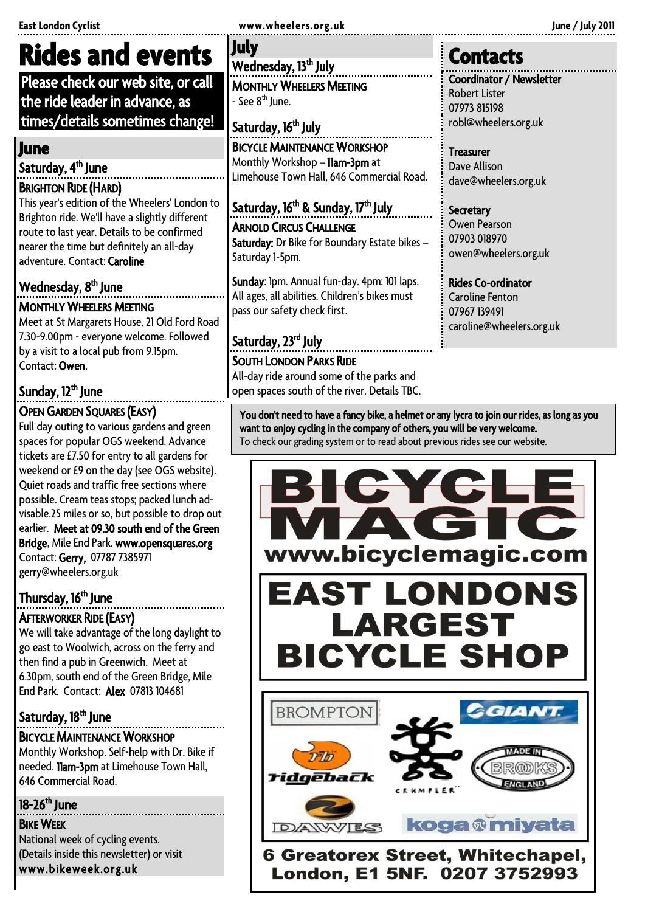# Rides and events

**Please check our web site, or call the ride leader in advance, as times/details sometimes change!**

## June

### Saturday, 4th June

**BRIGHTON RIDE (HARD)**

This year's edition of the Wheelers' London to Brighton ride. We'll have a slightly different route to last year. Details to be confirmed nearer the time but definitely an all-day adventure. Contact: **Caroline**

### Wednesday, 8th June

**MONTHLY WHEELERS MEETING**

Meet at St Margarets House, 21 Old Ford Road 7.30-9.00pm - everyone welcome. Followed by a visit to a local pub from 9.15pm. Contact: **Owen**.

### Sunday, 12th June

**OPEN GARDEN SQUARES (EASY)**

Full day outing to various gardens and green spaces for popular OGS weekend. Advance tickets are £7.50 for entry to all gardens for weekend or £9 on the day (see OGS website). Quiet roads and traffic free sections where possible. Cream teas stops; packed lunch advisable.25 miles or so, but possible to drop out earlier. **Meet at 09.30 south end of the Green Bridge**, Mile End Park. **www.opensquares.org** Contact: **Gerry**, 07787 7385971 gerry@wheelers.org.uk

### Thursday, 16th June

**AFTERWORKER RIDE (EASY)**

We will take advantage of the long daylight to go east to Woolwich, across on the ferry and then find a pub in Greenwich. Meet at 6.30pm, south end of the Green Bridge, Mile End Park. Contact: **Alex** 07813 104681

### Saturday, 18th June

**BICYCLE MAINTENANCE WORKSHOP**

Monthly Workshop. Self-help with Dr. Bike if needed. **11am-3pm** at Limehouse Town Hall, 646 Commercial Road.

### 18-26th June

**BIKE WEEK**

National week of cycling events. (Details inside this newsletter) or visit **www.bikeweek.org.uk**

## July

### Wednesday, 13th July

**MONTHLY WHEELERS MEETING**

- See 8th June.

### Saturday, 16th July

**BICYCLE MAINTENANCE WORKSHOP**

Monthly Workshop – **11am-3pm** at Limehouse Town Hall, 646 Commercial Road.

### Saturday, 16th & Sunday, 17th July

**ARNOLD CIRCUS CHALLENGE**

**Saturday:** Dr Bike for Boundary Estate bikes – Saturday 1-5pm.

**Sunday**: 1pm. Annual fun-day. 4pm: 101 laps. All ages, all abilities. Children's bikes must pass our safety check first.

### Saturday, 23rd July

**SOUTH LONDON PARKS RIDE**

All-day ride around some of the parks and open spaces south of the river. Details TBC.

**You don't need to have a fancy bike, a helmet or any lycra to join our rides, as long as you want to enjoy cycling in the company of others, you will be very welcome.**
To check our grading system or to read about previous rides see our website.

# Contacts

**Coordinator / Newsletter**
Robert Lister
07973 815198
robl@wheelers.org.uk

**Treasurer**
Dave Allison
dave@wheelers.org.uk

**Secretary**
Owen Pearson
07903 018970
owen@wheelers.org.uk

**Rides Co-ordinator**
Caroline Fenton
07967 139491
caroline@wheelers.org.uk

**BICYCLE MAGIC**
www.bicyclemagic.com

**EAST LONDONS LARGEST BICYCLE SHOP**

BROMPTON · GIANT · Ridgeback · CRUMPLER · BROOKS · DAWES · koga miyata

**6 Greatorex Street, Whitechapel, London, E1 5NF. 0207 3752993**